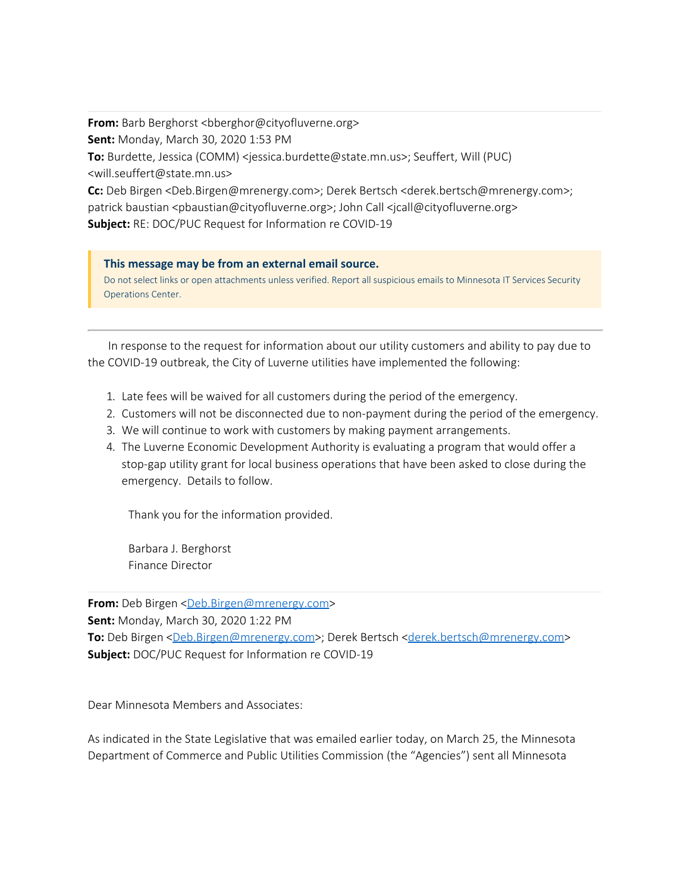**From:** Barb Berghorst <bberghor@cityofluverne.org>
**Sent:** Monday, March 30, 2020 1:53 PM
**To:** Burdette, Jessica (COMM) <jessica.burdette@state.mn.us>; Seuffert, Will (PUC) <will.seuffert@state.mn.us>
**Cc:** Deb Birgen <Deb.Birgen@mrenergy.com>; Derek Bertsch <derek.bertsch@mrenergy.com>; patrick baustian <pbaustian@cityofluverne.org>; John Call <jcall@cityofluverne.org>
**Subject:** RE: DOC/PUC Request for Information re COVID-19

**This message may be from an external email source.**
Do not select links or open attachments unless verified. Report all suspicious emails to Minnesota IT Services Security Operations Center.

---

In response to the request for information about our utility customers and ability to pay due to the COVID-19 outbreak, the City of Luverne utilities have implemented the following:

1. Late fees will be waived for all customers during the period of the emergency.
2. Customers will not be disconnected due to non-payment during the period of the emergency.
3. We will continue to work with customers by making payment arrangements.
4. The Luverne Economic Development Authority is evaluating a program that would offer a stop-gap utility grant for local business operations that have been asked to close during the emergency. Details to follow.

Thank you for the information provided.

Barbara J. Berghorst
Finance Director

**From:** Deb Birgen <Deb.Birgen@mrenergy.com>
**Sent:** Monday, March 30, 2020 1:22 PM
**To:** Deb Birgen <Deb.Birgen@mrenergy.com>; Derek Bertsch <derek.bertsch@mrenergy.com>
**Subject:** DOC/PUC Request for Information re COVID-19

Dear Minnesota Members and Associates:

As indicated in the State Legislative that was emailed earlier today, on March 25, the Minnesota Department of Commerce and Public Utilities Commission (the "Agencies") sent all Minnesota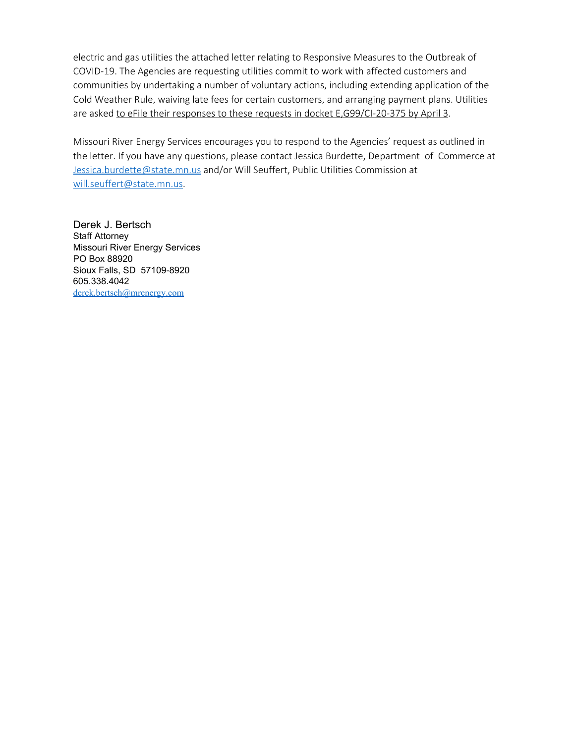electric and gas utilities the attached letter relating to Responsive Measures to the Outbreak of COVID-19. The Agencies are requesting utilities commit to work with affected customers and communities by undertaking a number of voluntary actions, including extending application of the Cold Weather Rule, waiving late fees for certain customers, and arranging payment plans. Utilities are asked to eFile their responses to these requests in docket E,G99/CI-20-375 by April 3.

Missouri River Energy Services encourages you to respond to the Agencies' request as outlined in the letter. If you have any questions, please contact Jessica Burdette, Department of Commerce at Jessica.burdette@state.mn.us and/or Will Seuffert, Public Utilities Commission at will.seuffert@state.mn.us.

Derek J. Bertsch  
Staff Attorney  
Missouri River Energy Services  
PO Box 88920  
Sioux Falls, SD 57109-8920  
605.338.4042  
derek.bertsch@mrenergy.com